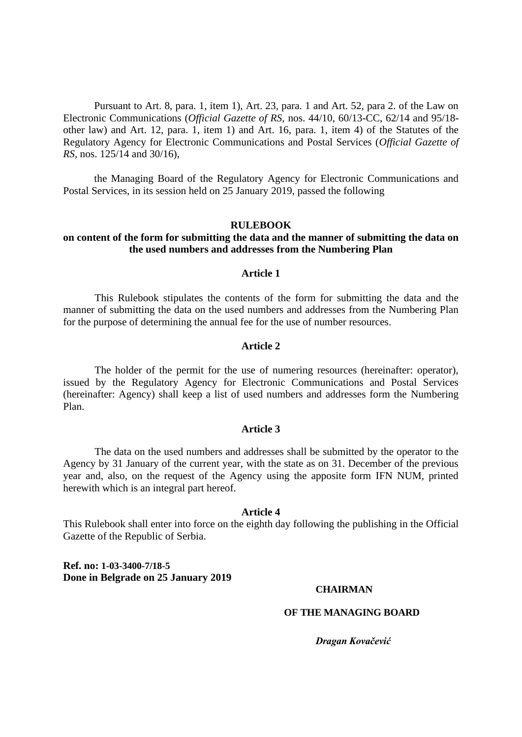Pursuant to Art. 8, para. 1, item 1), Art. 23, para. 1 and Art. 52, para 2. of the Law on Electronic Communications (*Official Gazette of RS*, nos. 44/10, 60/13-CC, 62/14 and 95/18-other law) and Art. 12, para. 1, item 1) and Art. 16, para. 1, item 4) of the Statutes of the Regulatory Agency for Electronic Communications and Postal Services (*Official Gazette of RS*, nos. 125/14 and 30/16),

the Managing Board of the Regulatory Agency for Electronic Communications and Postal Services, in its session held on 25 January 2019, passed the following

# RULEBOOK
## on content of the form for submitting the data and the manner of submitting the data on the used numbers and addresses from the Numbering Plan

### Article 1

This Rulebook stipulates the contents of the form for submitting the data and the manner of submitting the data on the used numbers and addresses from the Numbering Plan for the purpose of determining the annual fee for the use of number resources.

### Article 2

The holder of the permit for the use of numering resources (hereinafter: operator), issued by the Regulatory Agency for Electronic Communications and Postal Services (hereinafter: Agency) shall keep a list of used numbers and addresses form the Numbering Plan.

### Article 3

The data on the used numbers and addresses shall be submitted by the operator to the Agency by 31 January of the current year, with the state as on 31. December of the previous year and, also, on the request of the Agency using the apposite form IFN NUM, printed herewith which is an integral part hereof.

### Article 4

This Rulebook shall enter into force on the eighth day following the publishing in the Official Gazette of the Republic of Serbia.

**Ref. no: 1-03-3400-7/18-5**
**Done in Belgrade on 25 January 2019**

**CHAIRMAN**

**OF THE MANAGING BOARD**

***Dragan Kovačević***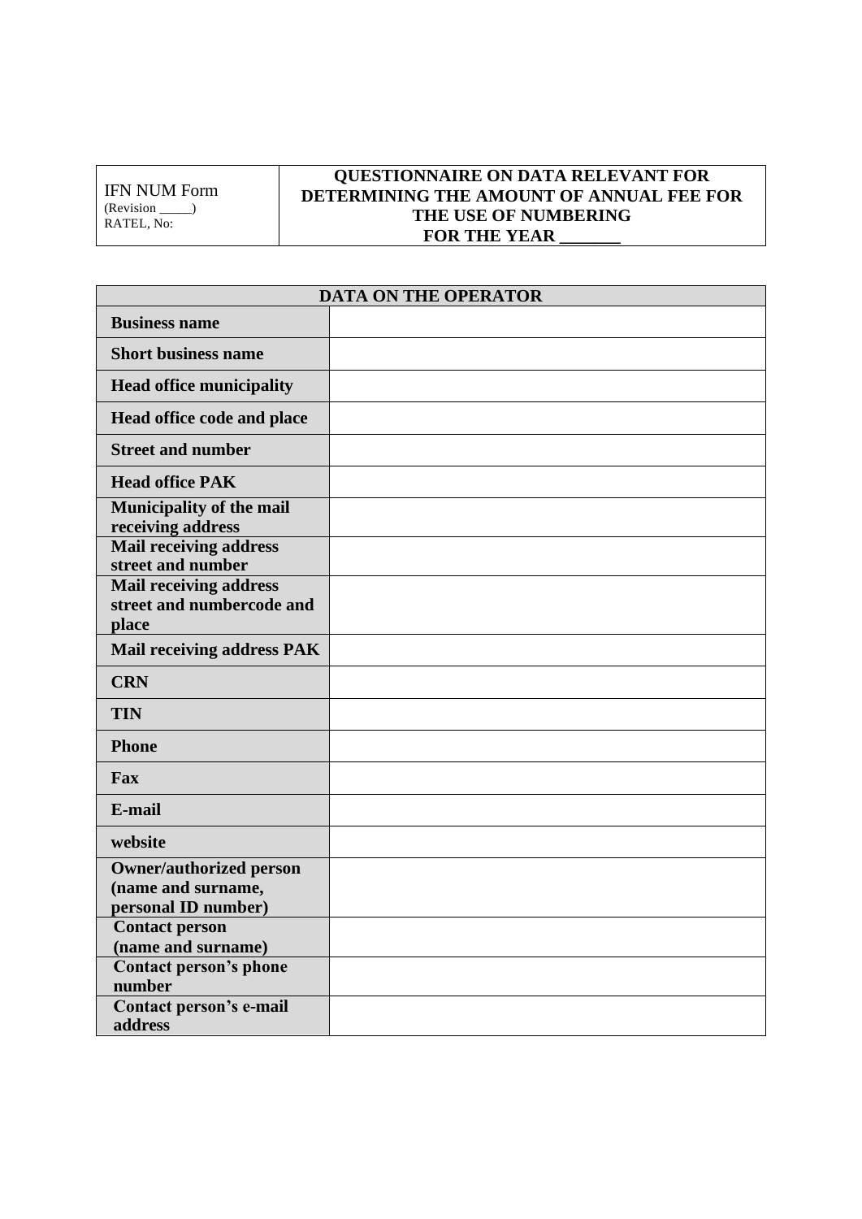| IFN NUM Form<br>(Revision _____)<br>RATEL, No: | QUESTIONNAIRE ON DATA RELEVANT FOR DETERMINING THE AMOUNT OF ANNUAL FEE FOR THE USE OF NUMBERING FOR THE YEAR _______ |
|---|---|

| DATA ON THE OPERATOR | |
|---|---|
| **Business name** | |
| **Short business name** | |
| **Head office municipality** | |
| **Head office code and place** | |
| **Street and number** | |
| **Head office PAK** | |
| **Municipality of the mail receiving address** | |
| **Mail receiving address street and number** | |
| **Mail receiving address street and numbercode and place** | |
| **Mail receiving address PAK** | |
| **CRN** | |
| **TIN** | |
| **Phone** | |
| **Fax** | |
| **E-mail** | |
| **website** | |
| **Owner/authorized person (name and surname, personal ID number)** | |
| **Contact person (name and surname)** | |
| **Contact person's phone number** | |
| **Contact person's e-mail address** | |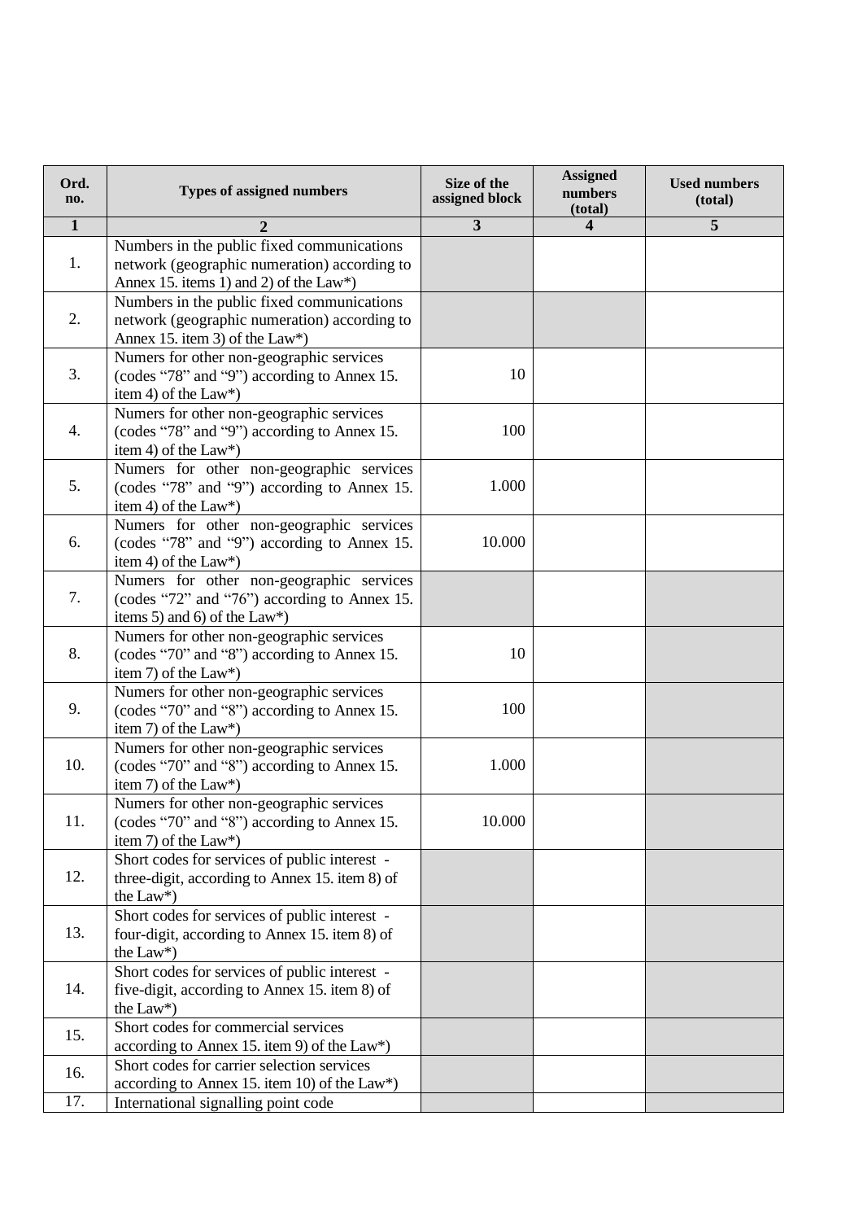| Ord. no. | Types of assigned numbers | Size of the assigned block | Assigned numbers (total) | Used numbers (total) |
|---|---|---|---|---|
| 1 | 2 | 3 | 4 | 5 |
| 1. | Numbers in the public fixed communications network (geographic numeration) according to Annex 15. items 1) and 2) of the Law*) | | | |
| 2. | Numbers in the public fixed communications network (geographic numeration) according to Annex 15. item 3) of the Law*) | | | |
| 3. | Numers for other non-geographic services (codes "78" and "9") according to Annex 15. item 4) of the Law*) | 10 | | |
| 4. | Numers for other non-geographic services (codes "78" and "9") according to Annex 15. item 4) of the Law*) | 100 | | |
| 5. | Numers for other non-geographic services (codes "78" and "9") according to Annex 15. item 4) of the Law*) | 1.000 | | |
| 6. | Numers for other non-geographic services (codes "78" and "9") according to Annex 15. item 4) of the Law*) | 10.000 | | |
| 7. | Numers for other non-geographic services (codes "72" and "76") according to Annex 15. items 5) and 6) of the Law*) | | | |
| 8. | Numers for other non-geographic services (codes "70" and "8") according to Annex 15. item 7) of the Law*) | 10 | | |
| 9. | Numers for other non-geographic services (codes "70" and "8") according to Annex 15. item 7) of the Law*) | 100 | | |
| 10. | Numers for other non-geographic services (codes "70" and "8") according to Annex 15. item 7) of the Law*) | 1.000 | | |
| 11. | Numers for other non-geographic services (codes "70" and "8") according to Annex 15. item 7) of the Law*) | 10.000 | | |
| 12. | Short codes for services of public interest - three-digit, according to Annex 15. item 8) of the Law*) | | | |
| 13. | Short codes for services of public interest - four-digit, according to Annex 15. item 8) of the Law*) | | | |
| 14. | Short codes for services of public interest - five-digit, according to Annex 15. item 8) of the Law*) | | | |
| 15. | Short codes for commercial services according to Annex 15. item 9) of the Law*) | | | |
| 16. | Short codes for carrier selection services according to Annex 15. item 10) of the Law*) | | | |
| 17. | International signalling point code | | | |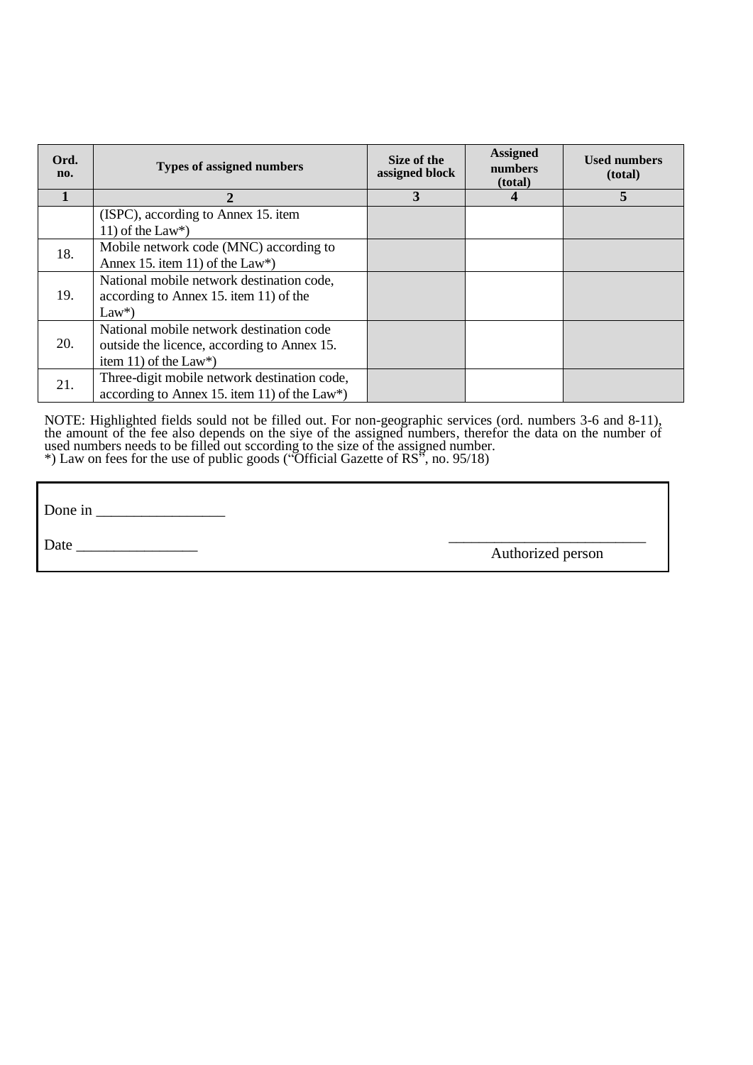| Ord. no. | Types of assigned numbers | Size of the assigned block | Assigned numbers (total) | Used numbers (total) |
|---|---|---|---|---|
| 1 | 2 | 3 | 4 | 5 |
| | (ISPC), according to Annex 15. item 11) of the Law*) | | | |
| 18. | Mobile network code (MNC) according to Annex 15. item 11) of the Law*) | | | |
| 19. | National mobile network destination code, according to Annex 15. item 11) of the Law*) | | | |
| 20. | National mobile network destination code outside the licence, according to Annex 15. item 11) of the Law*) | | | |
| 21. | Three-digit mobile network destination code, according to Annex 15. item 11) of the Law*) | | | |

NOTE: Highlighted fields sould not be filled out. For non-geographic services (ord. numbers 3-6 and 8-11), the amount of the fee also depends on the siye of the assigned numbers, therefor the data on the number of used numbers needs to be filled out sccording to the size of the assigned number.
*) Law on fees for the use of public goods ("Official Gazette of RS", no. 95/18)

Done in _________________

Date ________________

___________________________
Authorized person